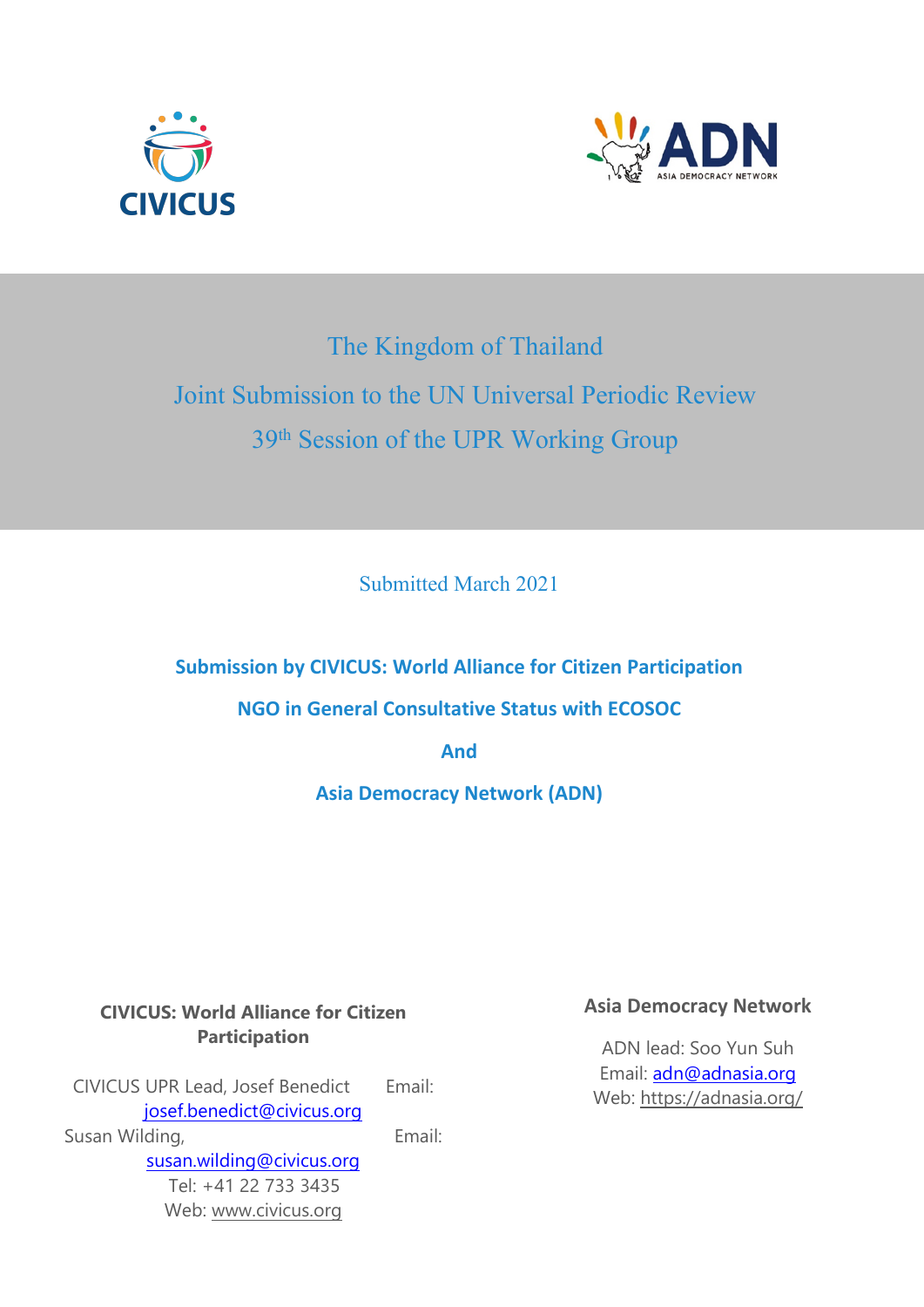# The Kingdom of Thailand

# Joint Submission to the UN Universal Periodic Review

# 39th Session of the UPR Working Group

Submitted March 2021

**Submission by CIVICUS: World Alliance for Citizen Participation**

**NGO in General Consultative Status with ECOSOC**

**And**

**Asia Democracy Network (ADN)**

**CIVICUS: World Alliance for Citizen Participation**

CIVICUS UPR Lead, Josef Benedict Email: josef.benedict@civicus.org

Susan Wilding, Email: susan.wilding@civicus.org

Tel: +41 22 733 3435

Web: www.civicus.org

**Asia Democracy Network**

ADN lead: Soo Yun Suh

Email: adn@adnasia.org

Web: https://adnasia.org/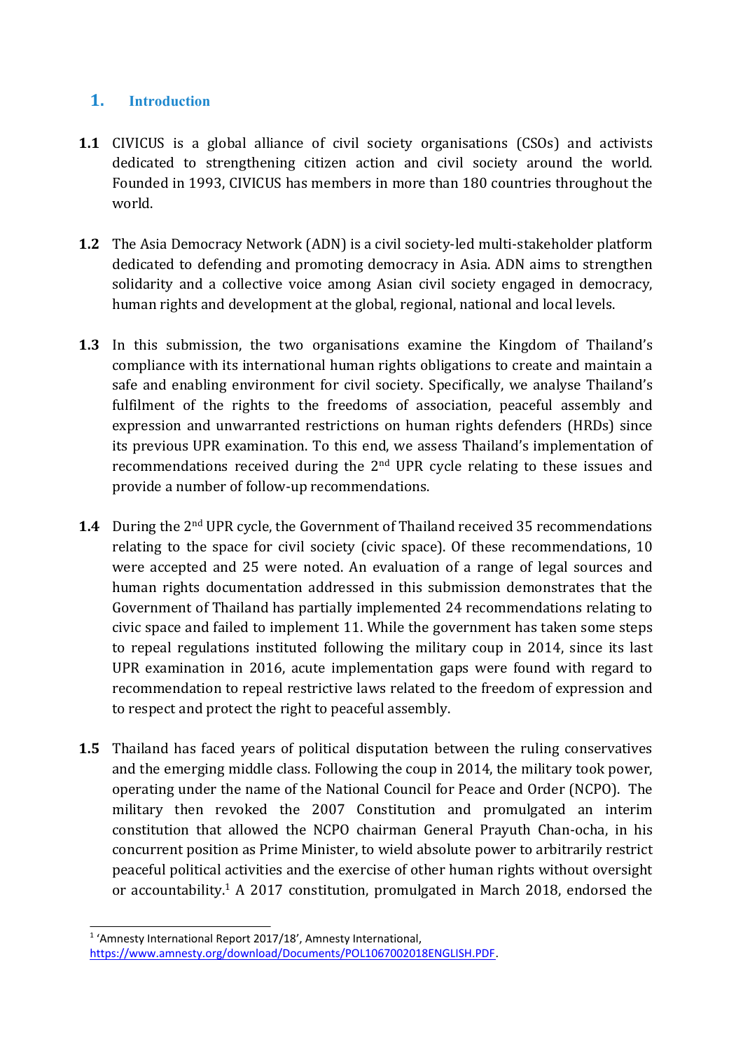## 1. Introduction

**1.1** CIVICUS is a global alliance of civil society organisations (CSOs) and activists dedicated to strengthening citizen action and civil society around the world. Founded in 1993, CIVICUS has members in more than 180 countries throughout the world.

**1.2** The Asia Democracy Network (ADN) is a civil society-led multi-stakeholder platform dedicated to defending and promoting democracy in Asia. ADN aims to strengthen solidarity and a collective voice among Asian civil society engaged in democracy, human rights and development at the global, regional, national and local levels.

**1.3** In this submission, the two organisations examine the Kingdom of Thailand's compliance with its international human rights obligations to create and maintain a safe and enabling environment for civil society. Specifically, we analyse Thailand's fulfilment of the rights to the freedoms of association, peaceful assembly and expression and unwarranted restrictions on human rights defenders (HRDs) since its previous UPR examination. To this end, we assess Thailand's implementation of recommendations received during the 2nd UPR cycle relating to these issues and provide a number of follow-up recommendations.

**1.4** During the 2nd UPR cycle, the Government of Thailand received 35 recommendations relating to the space for civil society (civic space). Of these recommendations, 10 were accepted and 25 were noted. An evaluation of a range of legal sources and human rights documentation addressed in this submission demonstrates that the Government of Thailand has partially implemented 24 recommendations relating to civic space and failed to implement 11. While the government has taken some steps to repeal regulations instituted following the military coup in 2014, since its last UPR examination in 2016, acute implementation gaps were found with regard to recommendation to repeal restrictive laws related to the freedom of expression and to respect and protect the right to peaceful assembly.

**1.5** Thailand has faced years of political disputation between the ruling conservatives and the emerging middle class. Following the coup in 2014, the military took power, operating under the name of the National Council for Peace and Order (NCPO). The military then revoked the 2007 Constitution and promulgated an interim constitution that allowed the NCPO chairman General Prayuth Chan-ocha, in his concurrent position as Prime Minister, to wield absolute power to arbitrarily restrict peaceful political activities and the exercise of other human rights without oversight or accountability.[1] A 2017 constitution, promulgated in March 2018, endorsed the

[1] 'Amnesty International Report 2017/18', Amnesty International, https://www.amnesty.org/download/Documents/POL1067002018ENGLISH.PDF.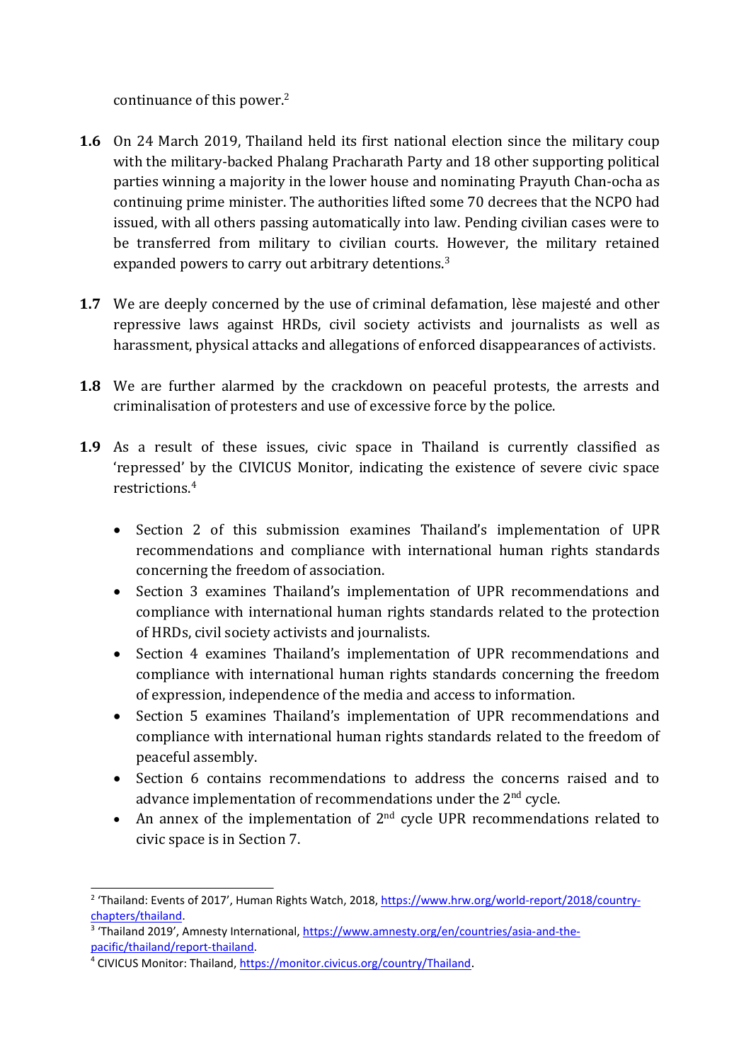continuance of this power.[2]

**1.6** On 24 March 2019, Thailand held its first national election since the military coup with the military-backed Phalang Pracharath Party and 18 other supporting political parties winning a majority in the lower house and nominating Prayuth Chan-ocha as continuing prime minister. The authorities lifted some 70 decrees that the NCPO had issued, with all others passing automatically into law. Pending civilian cases were to be transferred from military to civilian courts. However, the military retained expanded powers to carry out arbitrary detentions.[3]

**1.7** We are deeply concerned by the use of criminal defamation, lèse majesté and other repressive laws against HRDs, civil society activists and journalists as well as harassment, physical attacks and allegations of enforced disappearances of activists.

**1.8** We are further alarmed by the crackdown on peaceful protests, the arrests and criminalisation of protesters and use of excessive force by the police.

**1.9** As a result of these issues, civic space in Thailand is currently classified as 'repressed' by the CIVICUS Monitor, indicating the existence of severe civic space restrictions.[4]

- Section 2 of this submission examines Thailand's implementation of UPR recommendations and compliance with international human rights standards concerning the freedom of association.
- Section 3 examines Thailand's implementation of UPR recommendations and compliance with international human rights standards related to the protection of HRDs, civil society activists and journalists.
- Section 4 examines Thailand's implementation of UPR recommendations and compliance with international human rights standards concerning the freedom of expression, independence of the media and access to information.
- Section 5 examines Thailand's implementation of UPR recommendations and compliance with international human rights standards related to the freedom of peaceful assembly.
- Section 6 contains recommendations to address the concerns raised and to advance implementation of recommendations under the 2nd cycle.
- An annex of the implementation of 2nd cycle UPR recommendations related to civic space is in Section 7.

---

[2] 'Thailand: Events of 2017', Human Rights Watch, 2018, https://www.hrw.org/world-report/2018/country-chapters/thailand.

[3] 'Thailand 2019', Amnesty International, https://www.amnesty.org/en/countries/asia-and-the-pacific/thailand/report-thailand.

[4] CIVICUS Monitor: Thailand, https://monitor.civicus.org/country/Thailand.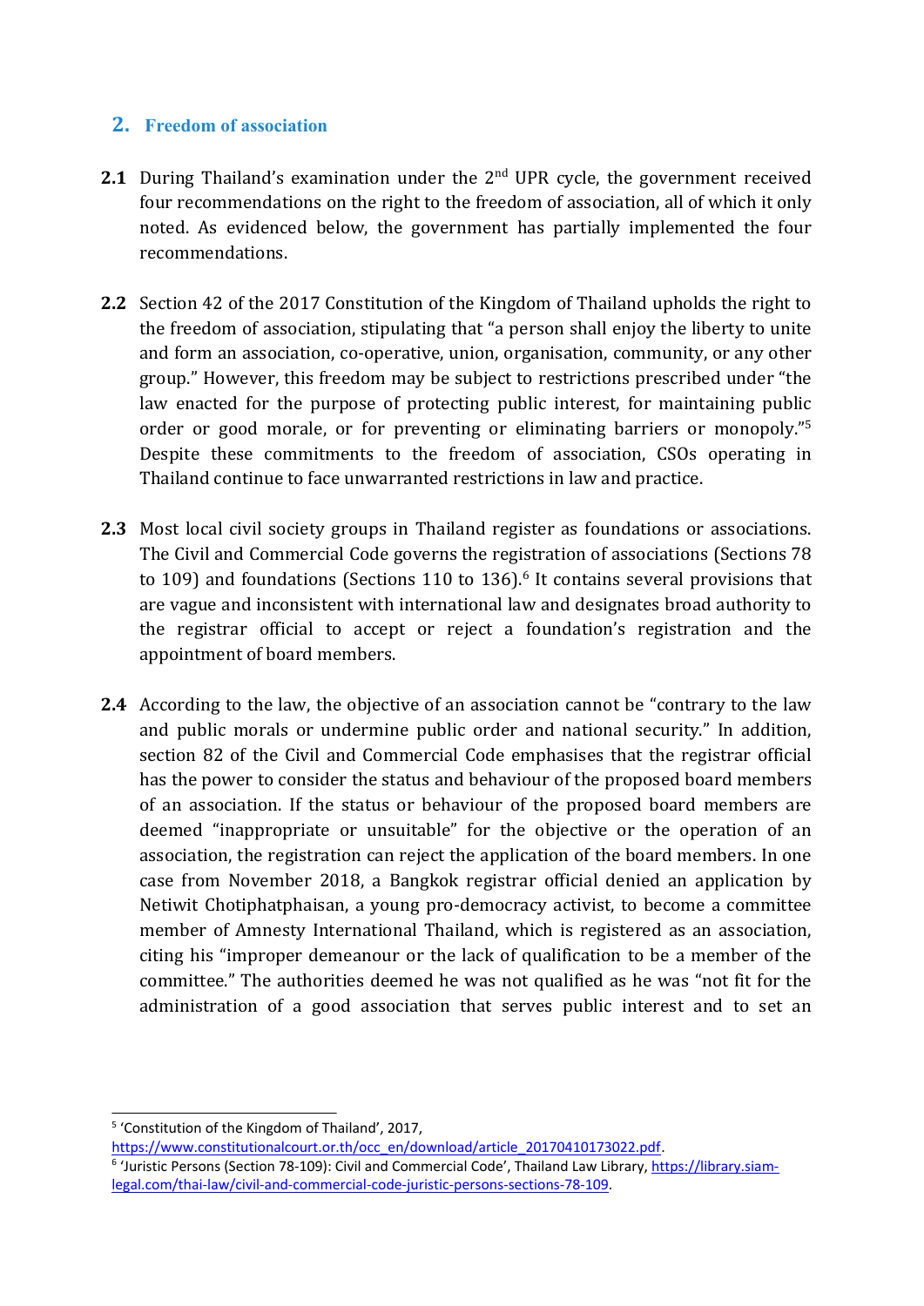## 2. Freedom of association

**2.1** During Thailand's examination under the 2nd UPR cycle, the government received four recommendations on the right to the freedom of association, all of which it only noted. As evidenced below, the government has partially implemented the four recommendations.

**2.2** Section 42 of the 2017 Constitution of the Kingdom of Thailand upholds the right to the freedom of association, stipulating that "a person shall enjoy the liberty to unite and form an association, co-operative, union, organisation, community, or any other group." However, this freedom may be subject to restrictions prescribed under "the law enacted for the purpose of protecting public interest, for maintaining public order or good morale, or for preventing or eliminating barriers or monopoly."[5] Despite these commitments to the freedom of association, CSOs operating in Thailand continue to face unwarranted restrictions in law and practice.

**2.3** Most local civil society groups in Thailand register as foundations or associations. The Civil and Commercial Code governs the registration of associations (Sections 78 to 109) and foundations (Sections 110 to 136).[6] It contains several provisions that are vague and inconsistent with international law and designates broad authority to the registrar official to accept or reject a foundation's registration and the appointment of board members.

**2.4** According to the law, the objective of an association cannot be "contrary to the law and public morals or undermine public order and national security." In addition, section 82 of the Civil and Commercial Code emphasises that the registrar official has the power to consider the status and behaviour of the proposed board members of an association. If the status or behaviour of the proposed board members are deemed "inappropriate or unsuitable" for the objective or the operation of an association, the registration can reject the application of the board members. In one case from November 2018, a Bangkok registrar official denied an application by Netiwit Chotiphatphaisan, a young pro-democracy activist, to become a committee member of Amnesty International Thailand, which is registered as an association, citing his "improper demeanour or the lack of qualification to be a member of the committee." The authorities deemed he was not qualified as he was "not fit for the administration of a good association that serves public interest and to set an

---

[5] 'Constitution of the Kingdom of Thailand', 2017, https://www.constitutionalcourt.or.th/occ_en/download/article_20170410173022.pdf.

[6] 'Juristic Persons (Section 78-109): Civil and Commercial Code', Thailand Law Library, https://library.siam-legal.com/thai-law/civil-and-commercial-code-juristic-persons-sections-78-109.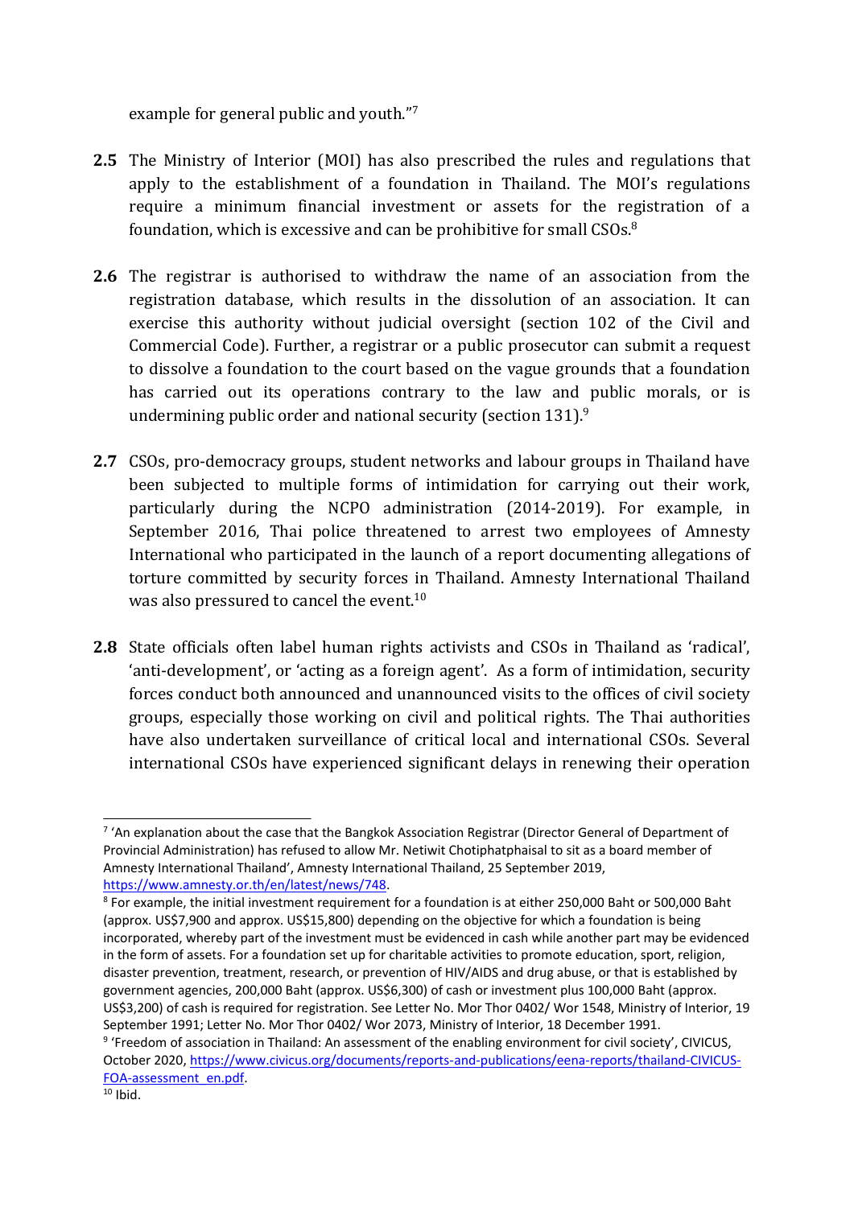example for general public and youth."[7]

**2.5** The Ministry of Interior (MOI) has also prescribed the rules and regulations that apply to the establishment of a foundation in Thailand. The MOI's regulations require a minimum financial investment or assets for the registration of a foundation, which is excessive and can be prohibitive for small CSOs.[8]

**2.6** The registrar is authorised to withdraw the name of an association from the registration database, which results in the dissolution of an association. It can exercise this authority without judicial oversight (section 102 of the Civil and Commercial Code). Further, a registrar or a public prosecutor can submit a request to dissolve a foundation to the court based on the vague grounds that a foundation has carried out its operations contrary to the law and public morals, or is undermining public order and national security (section 131).[9]

**2.7** CSOs, pro-democracy groups, student networks and labour groups in Thailand have been subjected to multiple forms of intimidation for carrying out their work, particularly during the NCPO administration (2014-2019). For example, in September 2016, Thai police threatened to arrest two employees of Amnesty International who participated in the launch of a report documenting allegations of torture committed by security forces in Thailand. Amnesty International Thailand was also pressured to cancel the event.[10]

**2.8** State officials often label human rights activists and CSOs in Thailand as 'radical', 'anti-development', or 'acting as a foreign agent'. As a form of intimidation, security forces conduct both announced and unannounced visits to the offices of civil society groups, especially those working on civil and political rights. The Thai authorities have also undertaken surveillance of critical local and international CSOs. Several international CSOs have experienced significant delays in renewing their operation

---

[7] 'An explanation about the case that the Bangkok Association Registrar (Director General of Department of Provincial Administration) has refused to allow Mr. Netiwit Chotiphatphaisal to sit as a board member of Amnesty International Thailand', Amnesty International Thailand, 25 September 2019, https://www.amnesty.or.th/en/latest/news/748.

[8] For example, the initial investment requirement for a foundation is at either 250,000 Baht or 500,000 Baht (approx. US$7,900 and approx. US$15,800) depending on the objective for which a foundation is being incorporated, whereby part of the investment must be evidenced in cash while another part may be evidenced in the form of assets. For a foundation set up for charitable activities to promote education, sport, religion, disaster prevention, treatment, research, or prevention of HIV/AIDS and drug abuse, or that is established by government agencies, 200,000 Baht (approx. US$6,300) of cash or investment plus 100,000 Baht (approx. US$3,200) of cash is required for registration. See Letter No. Mor Thor 0402/ Wor 1548, Ministry of Interior, 19 September 1991; Letter No. Mor Thor 0402/ Wor 2073, Ministry of Interior, 18 December 1991.

[9] 'Freedom of association in Thailand: An assessment of the enabling environment for civil society', CIVICUS, October 2020, https://www.civicus.org/documents/reports-and-publications/eena-reports/thailand-CIVICUS-FOA-assessment_en.pdf.

[10] Ibid.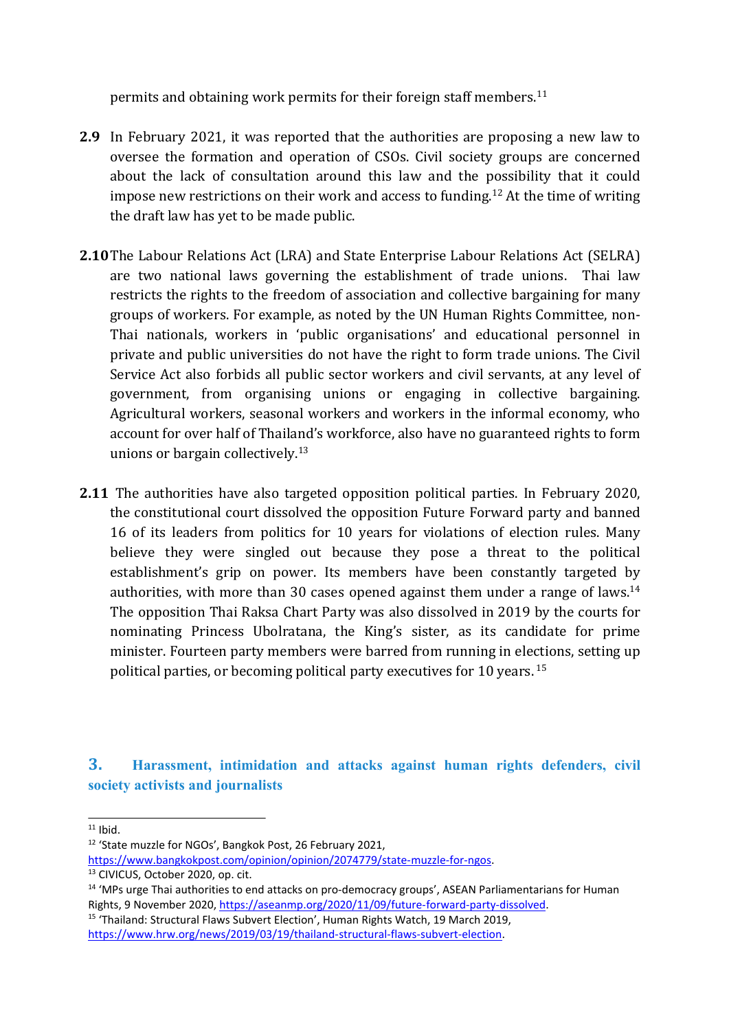permits and obtaining work permits for their foreign staff members.[11]

**2.9** In February 2021, it was reported that the authorities are proposing a new law to oversee the formation and operation of CSOs. Civil society groups are concerned about the lack of consultation around this law and the possibility that it could impose new restrictions on their work and access to funding.[12] At the time of writing the draft law has yet to be made public.

**2.10** The Labour Relations Act (LRA) and State Enterprise Labour Relations Act (SELRA) are two national laws governing the establishment of trade unions. Thai law restricts the rights to the freedom of association and collective bargaining for many groups of workers. For example, as noted by the UN Human Rights Committee, non-Thai nationals, workers in 'public organisations' and educational personnel in private and public universities do not have the right to form trade unions. The Civil Service Act also forbids all public sector workers and civil servants, at any level of government, from organising unions or engaging in collective bargaining. Agricultural workers, seasonal workers and workers in the informal economy, who account for over half of Thailand's workforce, also have no guaranteed rights to form unions or bargain collectively.[13]

**2.11** The authorities have also targeted opposition political parties. In February 2020, the constitutional court dissolved the opposition Future Forward party and banned 16 of its leaders from politics for 10 years for violations of election rules. Many believe they were singled out because they pose a threat to the political establishment's grip on power. Its members have been constantly targeted by authorities, with more than 30 cases opened against them under a range of laws.[14] The opposition Thai Raksa Chart Party was also dissolved in 2019 by the courts for nominating Princess Ubolratana, the King's sister, as its candidate for prime minister. Fourteen party members were barred from running in elections, setting up political parties, or becoming political party executives for 10 years.[15]

## 3. Harassment, intimidation and attacks against human rights defenders, civil society activists and journalists

---

[11] Ibid.

[12] 'State muzzle for NGOs', Bangkok Post, 26 February 2021, https://www.bangkokpost.com/opinion/opinion/2074779/state-muzzle-for-ngos.

[13] CIVICUS, October 2020, op. cit.

[14] 'MPs urge Thai authorities to end attacks on pro-democracy groups', ASEAN Parliamentarians for Human Rights, 9 November 2020, https://aseanmp.org/2020/11/09/future-forward-party-dissolved.

[15] 'Thailand: Structural Flaws Subvert Election', Human Rights Watch, 19 March 2019, https://www.hrw.org/news/2019/03/19/thailand-structural-flaws-subvert-election.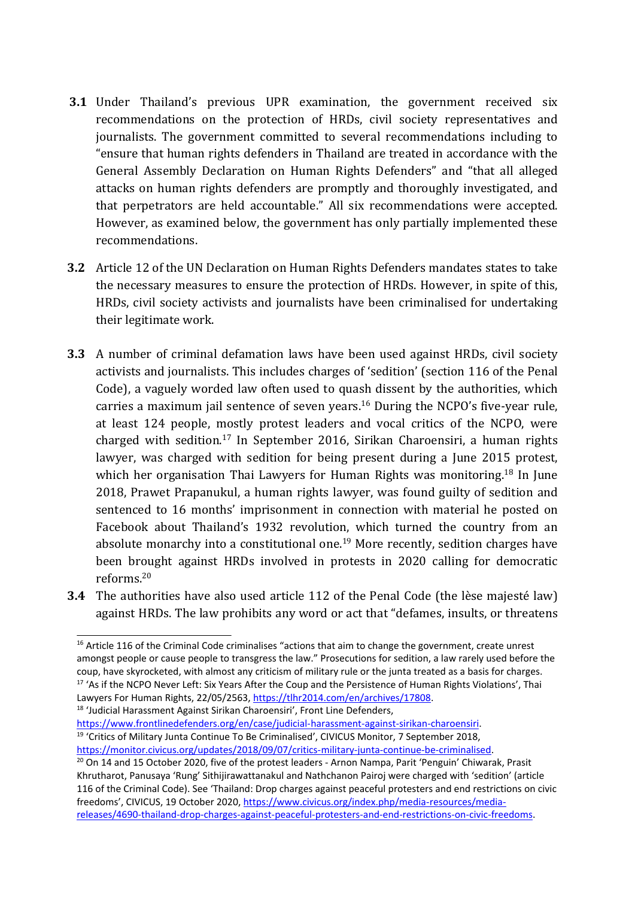**3.1** Under Thailand's previous UPR examination, the government received six recommendations on the protection of HRDs, civil society representatives and journalists. The government committed to several recommendations including to "ensure that human rights defenders in Thailand are treated in accordance with the General Assembly Declaration on Human Rights Defenders" and "that all alleged attacks on human rights defenders are promptly and thoroughly investigated, and that perpetrators are held accountable." All six recommendations were accepted. However, as examined below, the government has only partially implemented these recommendations.

**3.2** Article 12 of the UN Declaration on Human Rights Defenders mandates states to take the necessary measures to ensure the protection of HRDs. However, in spite of this, HRDs, civil society activists and journalists have been criminalised for undertaking their legitimate work.

**3.3** A number of criminal defamation laws have been used against HRDs, civil society activists and journalists. This includes charges of 'sedition' (section 116 of the Penal Code), a vaguely worded law often used to quash dissent by the authorities, which carries a maximum jail sentence of seven years.[16] During the NCPO's five-year rule, at least 124 people, mostly protest leaders and vocal critics of the NCPO, were charged with sedition.[17] In September 2016, Sirikan Charoensiri, a human rights lawyer, was charged with sedition for being present during a June 2015 protest, which her organisation Thai Lawyers for Human Rights was monitoring.[18] In June 2018, Prawet Prapanukul, a human rights lawyer, was found guilty of sedition and sentenced to 16 months' imprisonment in connection with material he posted on Facebook about Thailand's 1932 revolution, which turned the country from an absolute monarchy into a constitutional one.[19] More recently, sedition charges have been brought against HRDs involved in protests in 2020 calling for democratic reforms.[20]

**3.4** The authorities have also used article 112 of the Penal Code (the lèse majesté law) against HRDs. The law prohibits any word or act that "defames, insults, or threatens

---

[16] Article 116 of the Criminal Code criminalises "actions that aim to change the government, create unrest amongst people or cause people to transgress the law." Prosecutions for sedition, a law rarely used before the coup, have skyrocketed, with almost any criticism of military rule or the junta treated as a basis for charges.

[17] 'As if the NCPO Never Left: Six Years After the Coup and the Persistence of Human Rights Violations', Thai Lawyers For Human Rights, 22/05/2563, https://tlhr2014.com/en/archives/17808.

[18] 'Judicial Harassment Against Sirikan Charoensiri', Front Line Defenders, https://www.frontlinedefenders.org/en/case/judicial-harassment-against-sirikan-charoensiri.

[19] 'Critics of Military Junta Continue To Be Criminalised', CIVICUS Monitor, 7 September 2018, https://monitor.civicus.org/updates/2018/09/07/critics-military-junta-continue-be-criminalised.

[20] On 14 and 15 October 2020, five of the protest leaders - Arnon Nampa, Parit 'Penguin' Chiwarak, Prasit Khrutharot, Panusaya 'Rung' Sithijirawattanakul and Nathchanon Pairoj were charged with 'sedition' (article 116 of the Criminal Code). See 'Thailand: Drop charges against peaceful protesters and end restrictions on civic freedoms', CIVICUS, 19 October 2020, https://www.civicus.org/index.php/media-resources/media-releases/4690-thailand-drop-charges-against-peaceful-protesters-and-end-restrictions-on-civic-freedoms.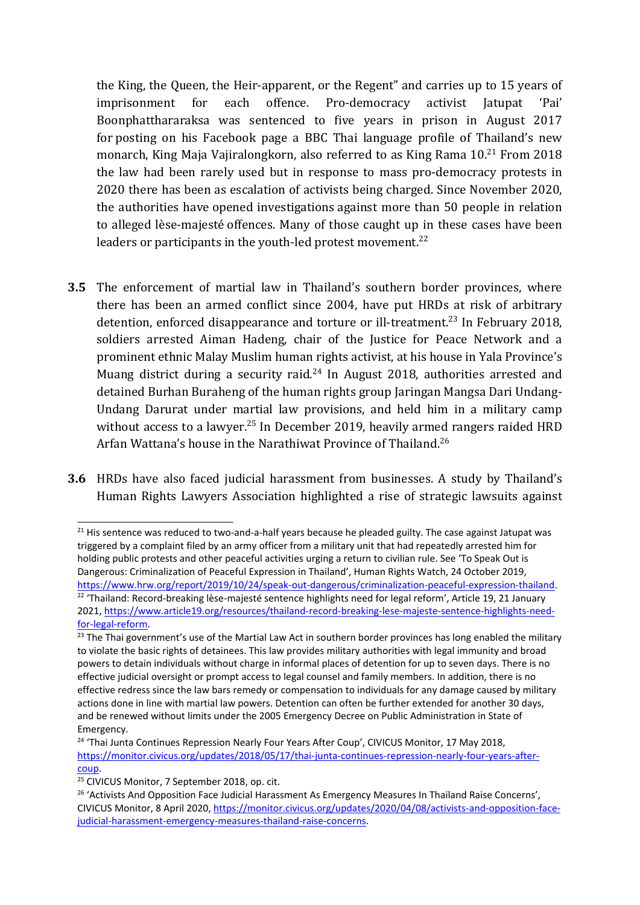the King, the Queen, the Heir-apparent, or the Regent" and carries up to 15 years of imprisonment for each offence. Pro-democracy activist Jatupat 'Pai' Boonphattharaksa was sentenced to five years in prison in August 2017 for posting on his Facebook page a BBC Thai language profile of Thailand's new monarch, King Maja Vajiralongkorn, also referred to as King Rama 10.[21] From 2018 the law had been rarely used but in response to mass pro-democracy protests in 2020 there has been as escalation of activists being charged. Since November 2020, the authorities have opened investigations against more than 50 people in relation to alleged lèse-majesté offences. Many of those caught up in these cases have been leaders or participants in the youth-led protest movement.[22]

**3.5** The enforcement of martial law in Thailand's southern border provinces, where there has been an armed conflict since 2004, have put HRDs at risk of arbitrary detention, enforced disappearance and torture or ill-treatment.[23] In February 2018, soldiers arrested Aiman Hadeng, chair of the Justice for Peace Network and a prominent ethnic Malay Muslim human rights activist, at his house in Yala Province's Muang district during a security raid.[24] In August 2018, authorities arrested and detained Burhan Buraheng of the human rights group Jaringan Mangsa Dari Undang-Undang Darurat under martial law provisions, and held him in a military camp without access to a lawyer.[25] In December 2019, heavily armed rangers raided HRD Arfan Wattana's house in the Narathiwat Province of Thailand.[26]

**3.6** HRDs have also faced judicial harassment from businesses. A study by Thailand's Human Rights Lawyers Association highlighted a rise of strategic lawsuits against

---

[21] His sentence was reduced to two-and-a-half years because he pleaded guilty. The case against Jatupat was triggered by a complaint filed by an army officer from a military unit that had repeatedly arrested him for holding public protests and other peaceful activities urging a return to civilian rule. See 'To Speak Out is Dangerous: Criminalization of Peaceful Expression in Thailand', Human Rights Watch, 24 October 2019, https://www.hrw.org/report/2019/10/24/speak-out-dangerous/criminalization-peaceful-expression-thailand.

[22] 'Thailand: Record-breaking lèse-majesté sentence highlights need for legal reform', Article 19, 21 January 2021, https://www.article19.org/resources/thailand-record-breaking-lese-majeste-sentence-highlights-need-for-legal-reform.

[23] The Thai government's use of the Martial Law Act in southern border provinces has long enabled the military to violate the basic rights of detainees. This law provides military authorities with legal immunity and broad powers to detain individuals without charge in informal places of detention for up to seven days. There is no effective judicial oversight or prompt access to legal counsel and family members. In addition, there is no effective redress since the law bars remedy or compensation to individuals for any damage caused by military actions done in line with martial law powers. Detention can often be further extended for another 30 days, and be renewed without limits under the 2005 Emergency Decree on Public Administration in State of Emergency.

[24] 'Thai Junta Continues Repression Nearly Four Years After Coup', CIVICUS Monitor, 17 May 2018, https://monitor.civicus.org/updates/2018/05/17/thai-junta-continues-repression-nearly-four-years-after-coup.

[25] CIVICUS Monitor, 7 September 2018, op. cit.

[26] 'Activists And Opposition Face Judicial Harassment As Emergency Measures In Thailand Raise Concerns', CIVICUS Monitor, 8 April 2020, https://monitor.civicus.org/updates/2020/04/08/activists-and-opposition-face-judicial-harassment-emergency-measures-thailand-raise-concerns.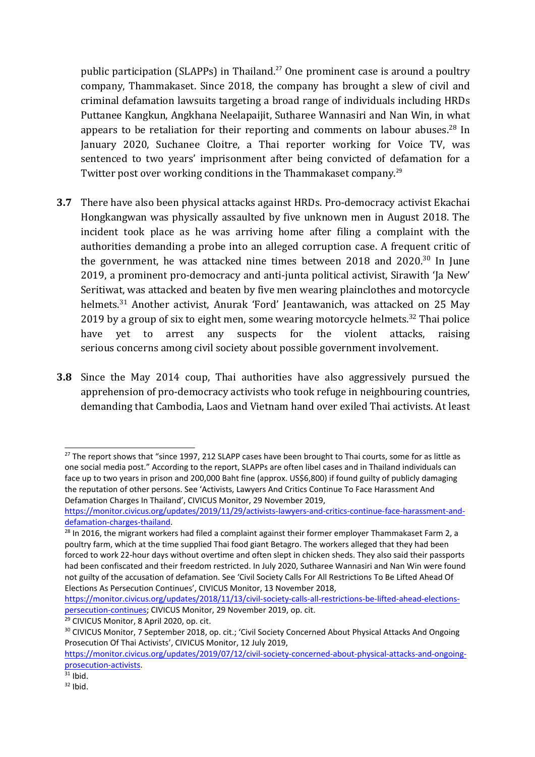public participation (SLAPPs) in Thailand.[27] One prominent case is around a poultry company, Thammakaset. Since 2018, the company has brought a slew of civil and criminal defamation lawsuits targeting a broad range of individuals including HRDs Puttanee Kangkun, Angkhana Neelapaijit, Sutharee Wannasiri and Nan Win, in what appears to be retaliation for their reporting and comments on labour abuses.[28] In January 2020, Suchanee Cloitre, a Thai reporter working for Voice TV, was sentenced to two years' imprisonment after being convicted of defamation for a Twitter post over working conditions in the Thammakaset company.[29]

**3.7** There have also been physical attacks against HRDs. Pro-democracy activist Ekachai Hongkangwan was physically assaulted by five unknown men in August 2018. The incident took place as he was arriving home after filing a complaint with the authorities demanding a probe into an alleged corruption case. A frequent critic of the government, he was attacked nine times between 2018 and 2020.[30] In June 2019, a prominent pro-democracy and anti-junta political activist, Sirawith 'Ja New' Seritiwat, was attacked and beaten by five men wearing plainclothes and motorcycle helmets.[31] Another activist, Anurak 'Ford' Jeantawanich, was attacked on 25 May 2019 by a group of six to eight men, some wearing motorcycle helmets.[32] Thai police have yet to arrest any suspects for the violent attacks, raising serious concerns among civil society about possible government involvement.

**3.8** Since the May 2014 coup, Thai authorities have also aggressively pursued the apprehension of pro-democracy activists who took refuge in neighbouring countries, demanding that Cambodia, Laos and Vietnam hand over exiled Thai activists. At least

---

[27] The report shows that "since 1997, 212 SLAPP cases have been brought to Thai courts, some for as little as one social media post." According to the report, SLAPPs are often libel cases and in Thailand individuals can face up to two years in prison and 200,000 Baht fine (approx. US$6,800) if found guilty of publicly damaging the reputation of other persons. See 'Activists, Lawyers And Critics Continue To Face Harassment And Defamation Charges In Thailand', CIVICUS Monitor, 29 November 2019, https://monitor.civicus.org/updates/2019/11/29/activists-lawyers-and-critics-continue-face-harassment-and-defamation-charges-thailand.

[28] In 2016, the migrant workers had filed a complaint against their former employer Thammakaset Farm 2, a poultry farm, which at the time supplied Thai food giant Betagro. The workers alleged that they had been forced to work 22-hour days without overtime and often slept in chicken sheds. They also said their passports had been confiscated and their freedom restricted. In July 2020, Sutharee Wannasiri and Nan Win were found not guilty of the accusation of defamation. See 'Civil Society Calls For All Restrictions To Be Lifted Ahead Of Elections As Persecution Continues', CIVICUS Monitor, 13 November 2018, https://monitor.civicus.org/updates/2018/11/13/civil-society-calls-all-restrictions-be-lifted-ahead-elections-persecution-continues; CIVICUS Monitor, 29 November 2019, op. cit.

[29] CIVICUS Monitor, 8 April 2020, op. cit.

[30] CIVICUS Monitor, 7 September 2018, op. cit.; 'Civil Society Concerned About Physical Attacks And Ongoing Prosecution Of Thai Activists', CIVICUS Monitor, 12 July 2019, https://monitor.civicus.org/updates/2019/07/12/civil-society-concerned-about-physical-attacks-and-ongoing-prosecution-activists.

[31] Ibid.

[32] Ibid.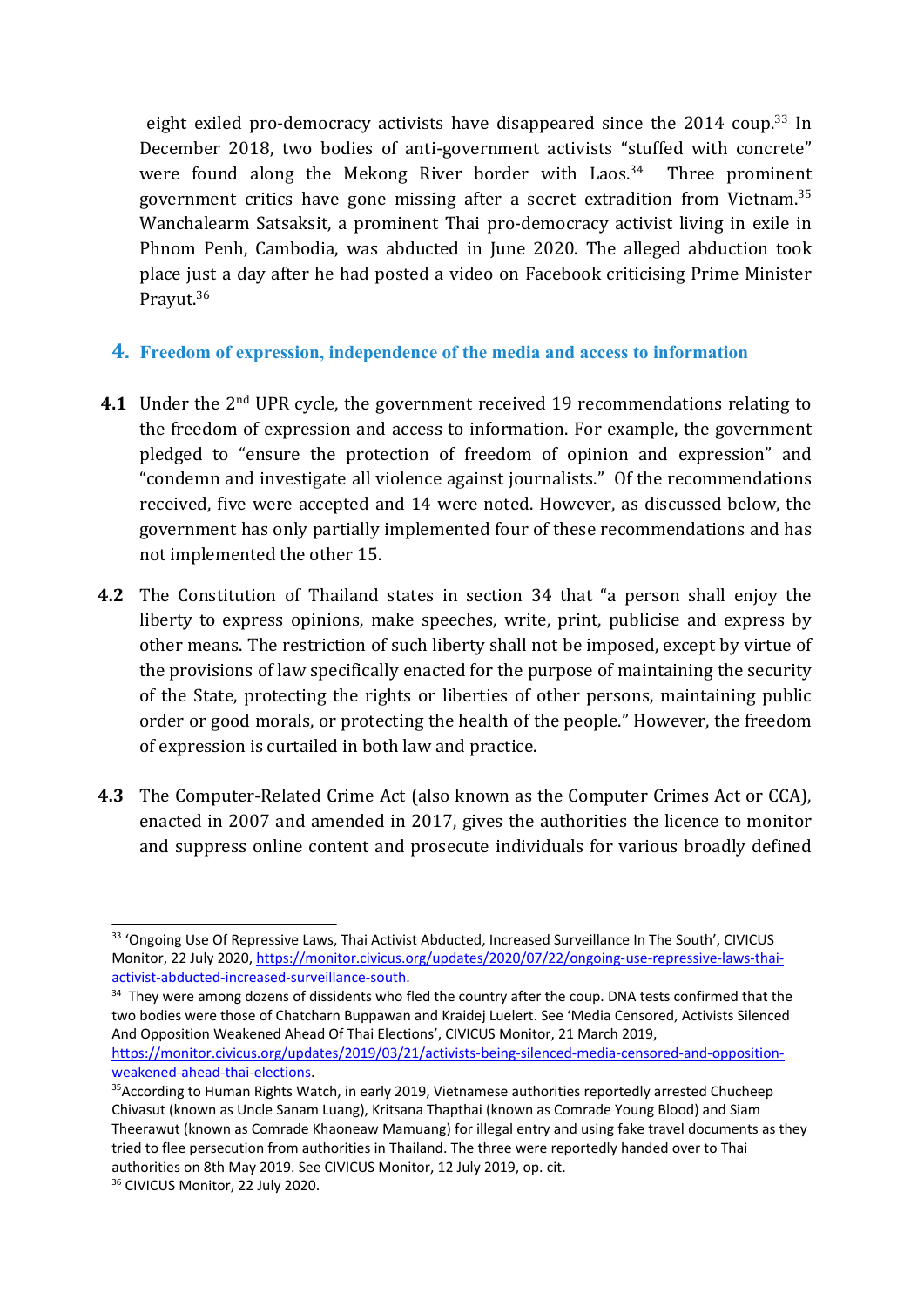eight exiled pro-democracy activists have disappeared since the 2014 coup.[33] In December 2018, two bodies of anti-government activists "stuffed with concrete" were found along the Mekong River border with Laos.[34] Three prominent government critics have gone missing after a secret extradition from Vietnam.[35] Wanchalearm Satsaksit, a prominent Thai pro-democracy activist living in exile in Phnom Penh, Cambodia, was abducted in June 2020. The alleged abduction took place just a day after he had posted a video on Facebook criticising Prime Minister Prayut.[36]

## 4. Freedom of expression, independence of the media and access to information

**4.1** Under the 2nd UPR cycle, the government received 19 recommendations relating to the freedom of expression and access to information. For example, the government pledged to "ensure the protection of freedom of opinion and expression" and "condemn and investigate all violence against journalists." Of the recommendations received, five were accepted and 14 were noted. However, as discussed below, the government has only partially implemented four of these recommendations and has not implemented the other 15.

**4.2** The Constitution of Thailand states in section 34 that "a person shall enjoy the liberty to express opinions, make speeches, write, print, publicise and express by other means. The restriction of such liberty shall not be imposed, except by virtue of the provisions of law specifically enacted for the purpose of maintaining the security of the State, protecting the rights or liberties of other persons, maintaining public order or good morals, or protecting the health of the people." However, the freedom of expression is curtailed in both law and practice.

**4.3** The Computer-Related Crime Act (also known as the Computer Crimes Act or CCA), enacted in 2007 and amended in 2017, gives the authorities the licence to monitor and suppress online content and prosecute individuals for various broadly defined

---

[33] 'Ongoing Use Of Repressive Laws, Thai Activist Abducted, Increased Surveillance In The South', CIVICUS Monitor, 22 July 2020, https://monitor.civicus.org/updates/2020/07/22/ongoing-use-repressive-laws-thai-activist-abducted-increased-surveillance-south.

[34] They were among dozens of dissidents who fled the country after the coup. DNA tests confirmed that the two bodies were those of Chatcharn Buppawan and Kraidej Luelert. See 'Media Censored, Activists Silenced And Opposition Weakened Ahead Of Thai Elections', CIVICUS Monitor, 21 March 2019, https://monitor.civicus.org/updates/2019/03/21/activists-being-silenced-media-censored-and-opposition-weakened-ahead-thai-elections.

[35] According to Human Rights Watch, in early 2019, Vietnamese authorities reportedly arrested Chucheep Chivasut (known as Uncle Sanam Luang), Kritsana Thapthai (known as Comrade Young Blood) and Siam Theerawut (known as Comrade Khaoneaw Mamuang) for illegal entry and using fake travel documents as they tried to flee persecution from authorities in Thailand. The three were reportedly handed over to Thai authorities on 8th May 2019. See CIVICUS Monitor, 12 July 2019, op. cit.

[36] CIVICUS Monitor, 22 July 2020.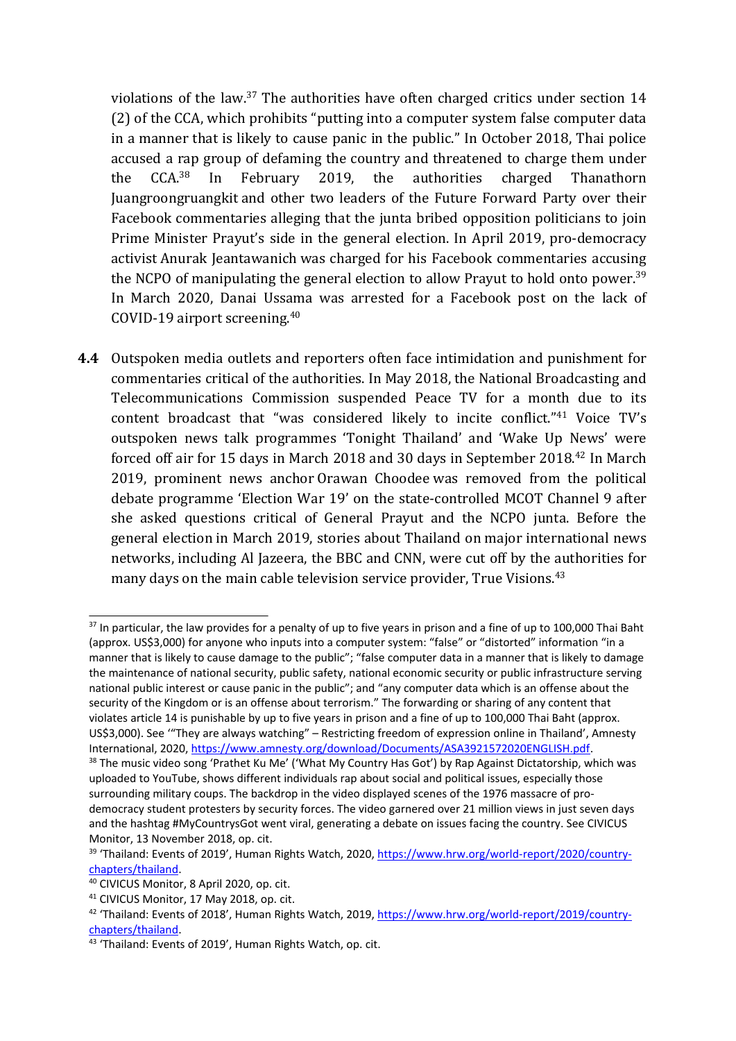violations of the law.[37] The authorities have often charged critics under section 14 (2) of the CCA, which prohibits "putting into a computer system false computer data in a manner that is likely to cause panic in the public." In October 2018, Thai police accused a rap group of defaming the country and threatened to charge them under the CCA.[38] In February 2019, the authorities charged Thanathorn Juangroongruangkit and other two leaders of the Future Forward Party over their Facebook commentaries alleging that the junta bribed opposition politicians to join Prime Minister Prayut's side in the general election. In April 2019, pro-democracy activist Anurak Jeantawanich was charged for his Facebook commentaries accusing the NCPO of manipulating the general election to allow Prayut to hold onto power.[39] In March 2020, Danai Ussama was arrested for a Facebook post on the lack of COVID-19 airport screening.[40]

**4.4** Outspoken media outlets and reporters often face intimidation and punishment for commentaries critical of the authorities. In May 2018, the National Broadcasting and Telecommunications Commission suspended Peace TV for a month due to its content broadcast that "was considered likely to incite conflict."[41] Voice TV's outspoken news talk programmes 'Tonight Thailand' and 'Wake Up News' were forced off air for 15 days in March 2018 and 30 days in September 2018.[42] In March 2019, prominent news anchor Orawan Choodee was removed from the political debate programme 'Election War 19' on the state-controlled MCOT Channel 9 after she asked questions critical of General Prayut and the NCPO junta. Before the general election in March 2019, stories about Thailand on major international news networks, including Al Jazeera, the BBC and CNN, were cut off by the authorities for many days on the main cable television service provider, True Visions.[43]

---

[37] In particular, the law provides for a penalty of up to five years in prison and a fine of up to 100,000 Thai Baht (approx. US$3,000) for anyone who inputs into a computer system: "false" or "distorted" information "in a manner that is likely to cause damage to the public"; "false computer data in a manner that is likely to damage the maintenance of national security, public safety, national economic security or public infrastructure serving national public interest or cause panic in the public"; and "any computer data which is an offense about the security of the Kingdom or is an offense about terrorism." The forwarding or sharing of any content that violates article 14 is punishable by up to five years in prison and a fine of up to 100,000 Thai Baht (approx. US$3,000). See '"They are always watching" – Restricting freedom of expression online in Thailand', Amnesty International, 2020, https://www.amnesty.org/download/Documents/ASA3921572020ENGLISH.pdf.

[38] The music video song 'Prathet Ku Me' ('What My Country Has Got') by Rap Against Dictatorship, which was uploaded to YouTube, shows different individuals rap about social and political issues, especially those surrounding military coups. The backdrop in the video displayed scenes of the 1976 massacre of pro-democracy student protesters by security forces. The video garnered over 21 million views in just seven days and the hashtag #MyCountrysGot went viral, generating a debate on issues facing the country. See CIVICUS Monitor, 13 November 2018, op. cit.

[39] 'Thailand: Events of 2019', Human Rights Watch, 2020, https://www.hrw.org/world-report/2020/country-chapters/thailand.

[40] CIVICUS Monitor, 8 April 2020, op. cit.

[41] CIVICUS Monitor, 17 May 2018, op. cit.

[42] 'Thailand: Events of 2018', Human Rights Watch, 2019, https://www.hrw.org/world-report/2019/country-chapters/thailand.

[43] 'Thailand: Events of 2019', Human Rights Watch, op. cit.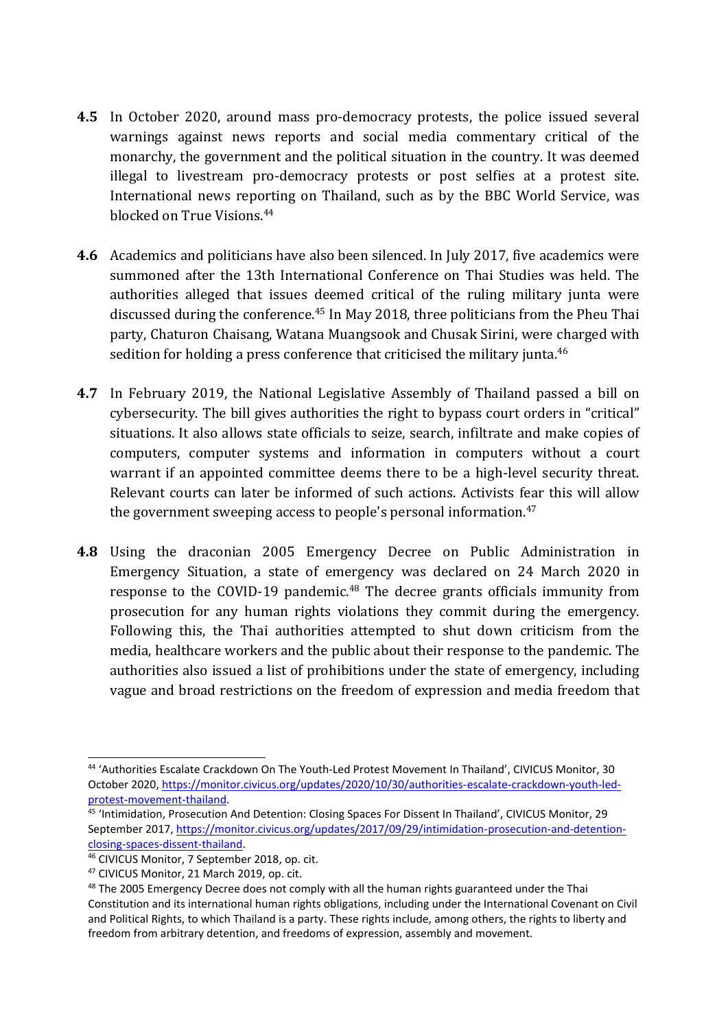**4.5** In October 2020, around mass pro-democracy protests, the police issued several warnings against news reports and social media commentary critical of the monarchy, the government and the political situation in the country. It was deemed illegal to livestream pro-democracy protests or post selfies at a protest site. International news reporting on Thailand, such as by the BBC World Service, was blocked on True Visions.[44]

**4.6** Academics and politicians have also been silenced. In July 2017, five academics were summoned after the 13th International Conference on Thai Studies was held. The authorities alleged that issues deemed critical of the ruling military junta were discussed during the conference.[45] In May 2018, three politicians from the Pheu Thai party, Chaturon Chaisang, Watana Muangsook and Chusak Sirini, were charged with sedition for holding a press conference that criticised the military junta.[46]

**4.7** In February 2019, the National Legislative Assembly of Thailand passed a bill on cybersecurity. The bill gives authorities the right to bypass court orders in "critical" situations. It also allows state officials to seize, search, infiltrate and make copies of computers, computer systems and information in computers without a court warrant if an appointed committee deems there to be a high-level security threat. Relevant courts can later be informed of such actions. Activists fear this will allow the government sweeping access to people's personal information.[47]

**4.8** Using the draconian 2005 Emergency Decree on Public Administration in Emergency Situation, a state of emergency was declared on 24 March 2020 in response to the COVID-19 pandemic.[48] The decree grants officials immunity from prosecution for any human rights violations they commit during the emergency. Following this, the Thai authorities attempted to shut down criticism from the media, healthcare workers and the public about their response to the pandemic. The authorities also issued a list of prohibitions under the state of emergency, including vague and broad restrictions on the freedom of expression and media freedom that

---

[44] 'Authorities Escalate Crackdown On The Youth-Led Protest Movement In Thailand', CIVICUS Monitor, 30 October 2020, https://monitor.civicus.org/updates/2020/10/30/authorities-escalate-crackdown-youth-led-protest-movement-thailand.

[45] 'Intimidation, Prosecution And Detention: Closing Spaces For Dissent In Thailand', CIVICUS Monitor, 29 September 2017, https://monitor.civicus.org/updates/2017/09/29/intimidation-prosecution-and-detention-closing-spaces-dissent-thailand.

[46] CIVICUS Monitor, 7 September 2018, op. cit.

[47] CIVICUS Monitor, 21 March 2019, op. cit.

[48] The 2005 Emergency Decree does not comply with all the human rights guaranteed under the Thai Constitution and its international human rights obligations, including under the International Covenant on Civil and Political Rights, to which Thailand is a party. These rights include, among others, the rights to liberty and freedom from arbitrary detention, and freedoms of expression, assembly and movement.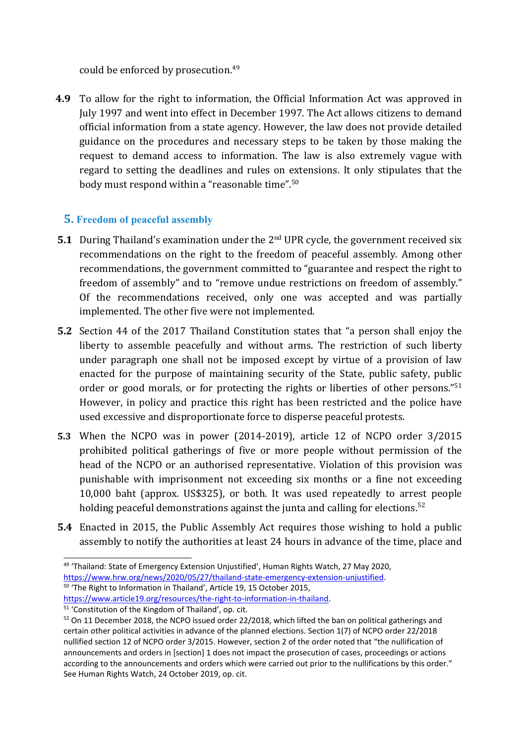could be enforced by prosecution.[49]

**4.9** To allow for the right to information, the Official Information Act was approved in July 1997 and went into effect in December 1997. The Act allows citizens to demand official information from a state agency. However, the law does not provide detailed guidance on the procedures and necessary steps to be taken by those making the request to demand access to information. The law is also extremely vague with regard to setting the deadlines and rules on extensions. It only stipulates that the body must respond within a "reasonable time".[50]

## 5. Freedom of peaceful assembly

**5.1** During Thailand's examination under the 2nd UPR cycle, the government received six recommendations on the right to the freedom of peaceful assembly. Among other recommendations, the government committed to "guarantee and respect the right to freedom of assembly" and to "remove undue restrictions on freedom of assembly." Of the recommendations received, only one was accepted and was partially implemented. The other five were not implemented.

**5.2** Section 44 of the 2017 Thailand Constitution states that "a person shall enjoy the liberty to assemble peacefully and without arms. The restriction of such liberty under paragraph one shall not be imposed except by virtue of a provision of law enacted for the purpose of maintaining security of the State, public safety, public order or good morals, or for protecting the rights or liberties of other persons."[51] However, in policy and practice this right has been restricted and the police have used excessive and disproportionate force to disperse peaceful protests.

**5.3** When the NCPO was in power (2014-2019), article 12 of NCPO order 3/2015 prohibited political gatherings of five or more people without permission of the head of the NCPO or an authorised representative. Violation of this provision was punishable with imprisonment not exceeding six months or a fine not exceeding 10,000 baht (approx. US$325), or both. It was used repeatedly to arrest people holding peaceful demonstrations against the junta and calling for elections.[52]

**5.4** Enacted in 2015, the Public Assembly Act requires those wishing to hold a public assembly to notify the authorities at least 24 hours in advance of the time, place and

---

[49] 'Thailand: State of Emergency Extension Unjustified', Human Rights Watch, 27 May 2020, https://www.hrw.org/news/2020/05/27/thailand-state-emergency-extension-unjustified.

[50] 'The Right to Information in Thailand', Article 19, 15 October 2015, https://www.article19.org/resources/the-right-to-information-in-thailand.

[51] 'Constitution of the Kingdom of Thailand', op. cit.

[52] On 11 December 2018, the NCPO issued order 22/2018, which lifted the ban on political gatherings and certain other political activities in advance of the planned elections. Section 1(7) of NCPO order 22/2018 nullified section 12 of NCPO order 3/2015. However, section 2 of the order noted that "the nullification of announcements and orders in [section] 1 does not impact the prosecution of cases, proceedings or actions according to the announcements and orders which were carried out prior to the nullifications by this order." See Human Rights Watch, 24 October 2019, op. cit.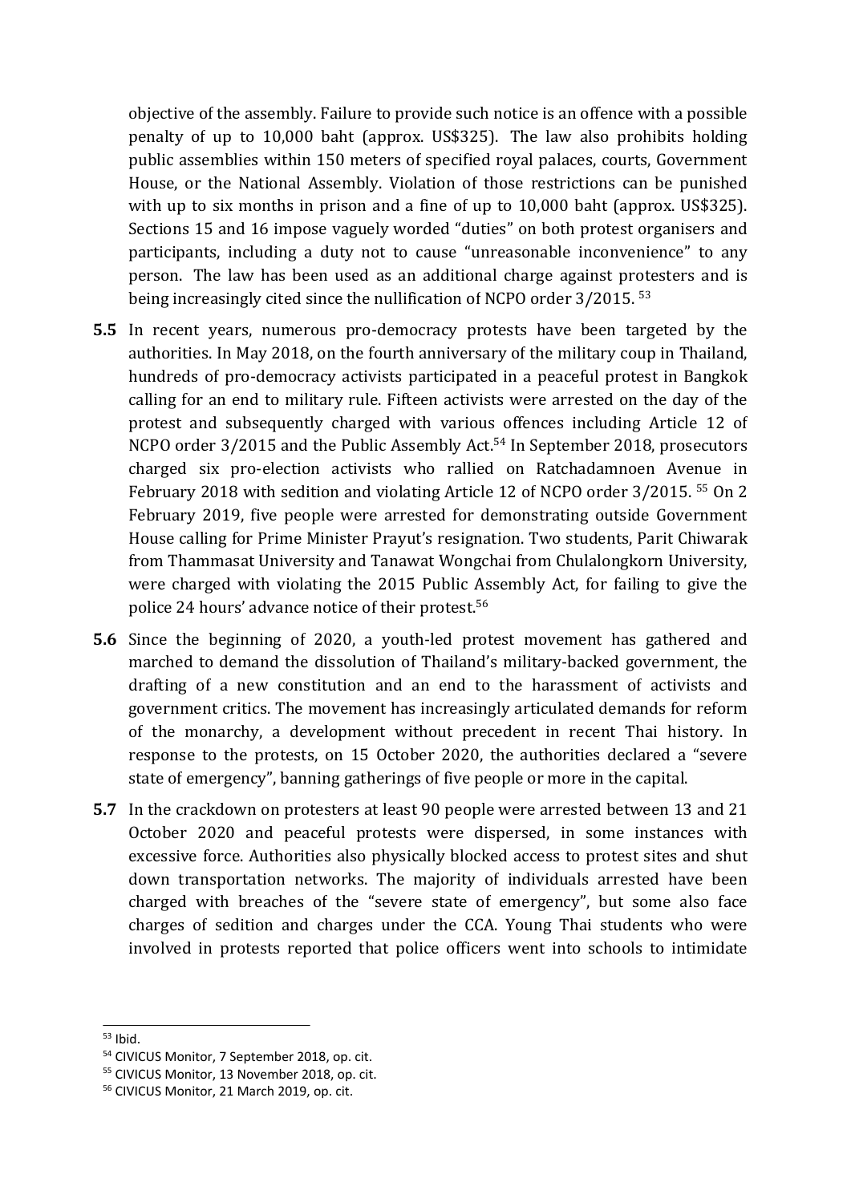objective of the assembly. Failure to provide such notice is an offence with a possible penalty of up to 10,000 baht (approx. US$325). The law also prohibits holding public assemblies within 150 meters of specified royal palaces, courts, Government House, or the National Assembly. Violation of those restrictions can be punished with up to six months in prison and a fine of up to 10,000 baht (approx. US$325). Sections 15 and 16 impose vaguely worded "duties" on both protest organisers and participants, including a duty not to cause "unreasonable inconvenience" to any person. The law has been used as an additional charge against protesters and is being increasingly cited since the nullification of NCPO order 3/2015. [53]

**5.5** In recent years, numerous pro-democracy protests have been targeted by the authorities. In May 2018, on the fourth anniversary of the military coup in Thailand, hundreds of pro-democracy activists participated in a peaceful protest in Bangkok calling for an end to military rule. Fifteen activists were arrested on the day of the protest and subsequently charged with various offences including Article 12 of NCPO order 3/2015 and the Public Assembly Act.[54] In September 2018, prosecutors charged six pro-election activists who rallied on Ratchadamnoen Avenue in February 2018 with sedition and violating Article 12 of NCPO order 3/2015. [55] On 2 February 2019, five people were arrested for demonstrating outside Government House calling for Prime Minister Prayut's resignation. Two students, Parit Chiwarak from Thammasat University and Tanawat Wongchai from Chulalongkorn University, were charged with violating the 2015 Public Assembly Act, for failing to give the police 24 hours' advance notice of their protest.[56]

**5.6** Since the beginning of 2020, a youth-led protest movement has gathered and marched to demand the dissolution of Thailand's military-backed government, the drafting of a new constitution and an end to the harassment of activists and government critics. The movement has increasingly articulated demands for reform of the monarchy, a development without precedent in recent Thai history. In response to the protests, on 15 October 2020, the authorities declared a "severe state of emergency", banning gatherings of five people or more in the capital.

**5.7** In the crackdown on protesters at least 90 people were arrested between 13 and 21 October 2020 and peaceful protests were dispersed, in some instances with excessive force. Authorities also physically blocked access to protest sites and shut down transportation networks. The majority of individuals arrested have been charged with breaches of the "severe state of emergency", but some also face charges of sedition and charges under the CCA. Young Thai students who were involved in protests reported that police officers went into schools to intimidate

---

[53] Ibid.

[54] CIVICUS Monitor, 7 September 2018, op. cit.

[55] CIVICUS Monitor, 13 November 2018, op. cit.

[56] CIVICUS Monitor, 21 March 2019, op. cit.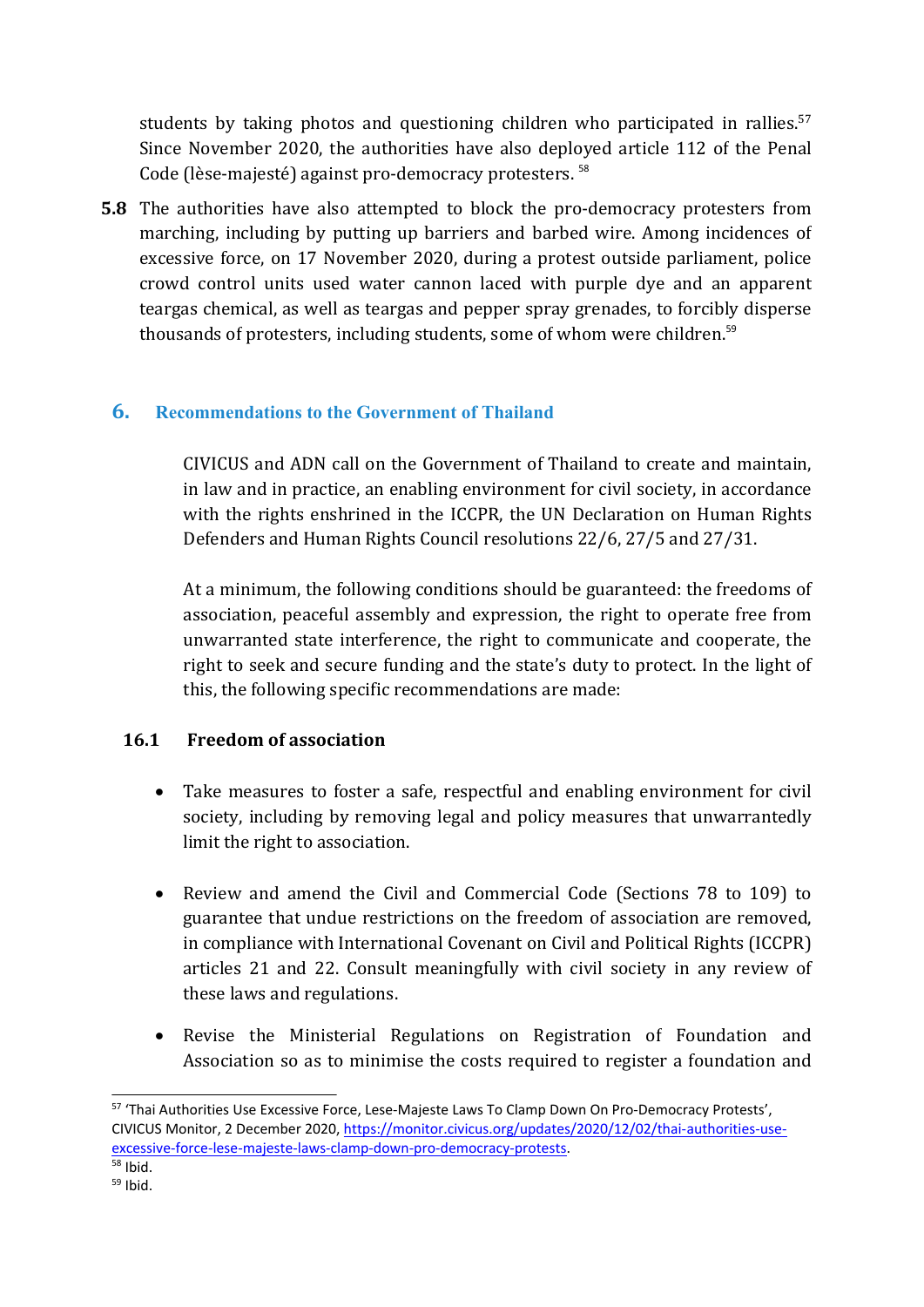students by taking photos and questioning children who participated in rallies.[57] Since November 2020, the authorities have also deployed article 112 of the Penal Code (lèse-majesté) against pro-democracy protesters. [58]

**5.8** The authorities have also attempted to block the pro-democracy protesters from marching, including by putting up barriers and barbed wire. Among incidences of excessive force, on 17 November 2020, during a protest outside parliament, police crowd control units used water cannon laced with purple dye and an apparent teargas chemical, as well as teargas and pepper spray grenades, to forcibly disperse thousands of protesters, including students, some of whom were children.[59]

## 6. Recommendations to the Government of Thailand

CIVICUS and ADN call on the Government of Thailand to create and maintain, in law and in practice, an enabling environment for civil society, in accordance with the rights enshrined in the ICCPR, the UN Declaration on Human Rights Defenders and Human Rights Council resolutions 22/6, 27/5 and 27/31.

At a minimum, the following conditions should be guaranteed: the freedoms of association, peaceful assembly and expression, the right to operate free from unwarranted state interference, the right to communicate and cooperate, the right to seek and secure funding and the state's duty to protect. In the light of this, the following specific recommendations are made:

### 16.1 Freedom of association

- Take measures to foster a safe, respectful and enabling environment for civil society, including by removing legal and policy measures that unwarrantedly limit the right to association.
- Review and amend the Civil and Commercial Code (Sections 78 to 109) to guarantee that undue restrictions on the freedom of association are removed, in compliance with International Covenant on Civil and Political Rights (ICCPR) articles 21 and 22. Consult meaningfully with civil society in any review of these laws and regulations.
- Revise the Ministerial Regulations on Registration of Foundation and Association so as to minimise the costs required to register a foundation and

---

[57] 'Thai Authorities Use Excessive Force, Lese-Majeste Laws To Clamp Down On Pro-Democracy Protests', CIVICUS Monitor, 2 December 2020, https://monitor.civicus.org/updates/2020/12/02/thai-authorities-use-excessive-force-lese-majeste-laws-clamp-down-pro-democracy-protests.

[58] Ibid.

[59] Ibid.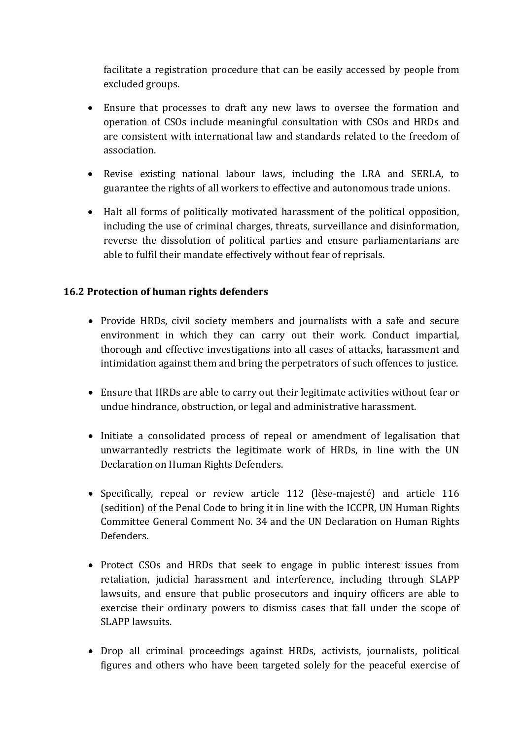facilitate a registration procedure that can be easily accessed by people from excluded groups.

- Ensure that processes to draft any new laws to oversee the formation and operation of CSOs include meaningful consultation with CSOs and HRDs and are consistent with international law and standards related to the freedom of association.
- Revise existing national labour laws, including the LRA and SERLA, to guarantee the rights of all workers to effective and autonomous trade unions.
- Halt all forms of politically motivated harassment of the political opposition, including the use of criminal charges, threats, surveillance and disinformation, reverse the dissolution of political parties and ensure parliamentarians are able to fulfil their mandate effectively without fear of reprisals.

### 16.2 Protection of human rights defenders

- Provide HRDs, civil society members and journalists with a safe and secure environment in which they can carry out their work. Conduct impartial, thorough and effective investigations into all cases of attacks, harassment and intimidation against them and bring the perpetrators of such offences to justice.
- Ensure that HRDs are able to carry out their legitimate activities without fear or undue hindrance, obstruction, or legal and administrative harassment.
- Initiate a consolidated process of repeal or amendment of legalisation that unwarrantedly restricts the legitimate work of HRDs, in line with the UN Declaration on Human Rights Defenders.
- Specifically, repeal or review article 112 (lèse-majesté) and article 116 (sedition) of the Penal Code to bring it in line with the ICCPR, UN Human Rights Committee General Comment No. 34 and the UN Declaration on Human Rights Defenders.
- Protect CSOs and HRDs that seek to engage in public interest issues from retaliation, judicial harassment and interference, including through SLAPP lawsuits, and ensure that public prosecutors and inquiry officers are able to exercise their ordinary powers to dismiss cases that fall under the scope of SLAPP lawsuits.
- Drop all criminal proceedings against HRDs, activists, journalists, political figures and others who have been targeted solely for the peaceful exercise of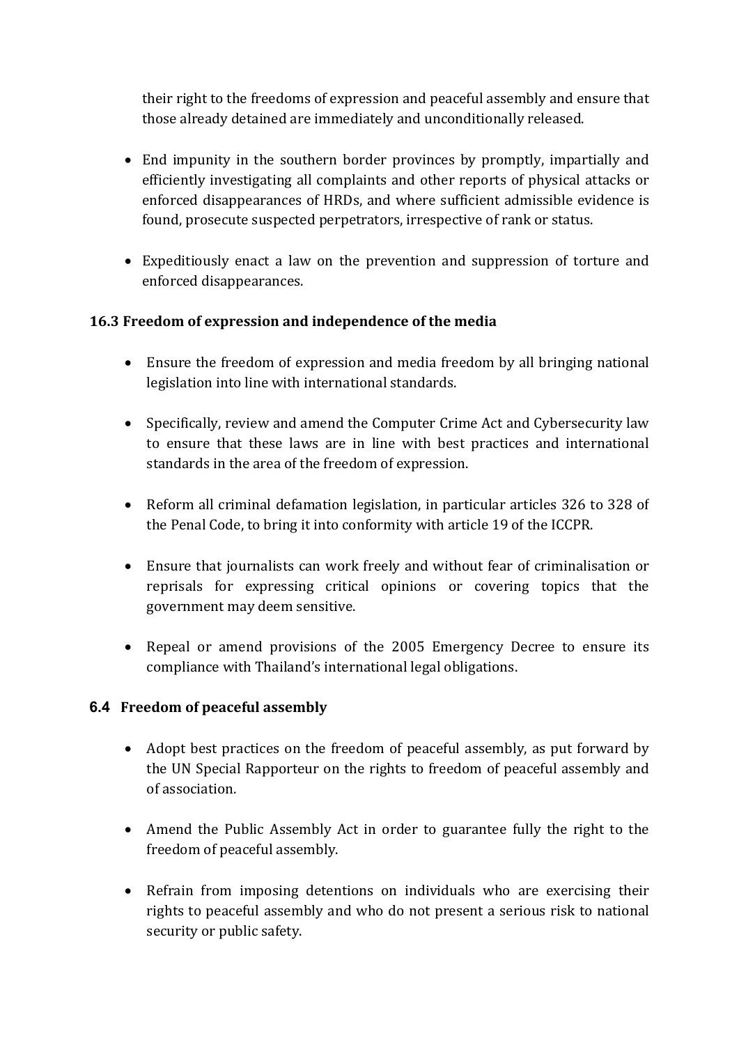their right to the freedoms of expression and peaceful assembly and ensure that those already detained are immediately and unconditionally released.

- End impunity in the southern border provinces by promptly, impartially and efficiently investigating all complaints and other reports of physical attacks or enforced disappearances of HRDs, and where sufficient admissible evidence is found, prosecute suspected perpetrators, irrespective of rank or status.
- Expeditiously enact a law on the prevention and suppression of torture and enforced disappearances.

### 16.3 Freedom of expression and independence of the media

- Ensure the freedom of expression and media freedom by all bringing national legislation into line with international standards.
- Specifically, review and amend the Computer Crime Act and Cybersecurity law to ensure that these laws are in line with best practices and international standards in the area of the freedom of expression.
- Reform all criminal defamation legislation, in particular articles 326 to 328 of the Penal Code, to bring it into conformity with article 19 of the ICCPR.
- Ensure that journalists can work freely and without fear of criminalisation or reprisals for expressing critical opinions or covering topics that the government may deem sensitive.
- Repeal or amend provisions of the 2005 Emergency Decree to ensure its compliance with Thailand's international legal obligations.

### 6.4 Freedom of peaceful assembly

- Adopt best practices on the freedom of peaceful assembly, as put forward by the UN Special Rapporteur on the rights to freedom of peaceful assembly and of association.
- Amend the Public Assembly Act in order to guarantee fully the right to the freedom of peaceful assembly.
- Refrain from imposing detentions on individuals who are exercising their rights to peaceful assembly and who do not present a serious risk to national security or public safety.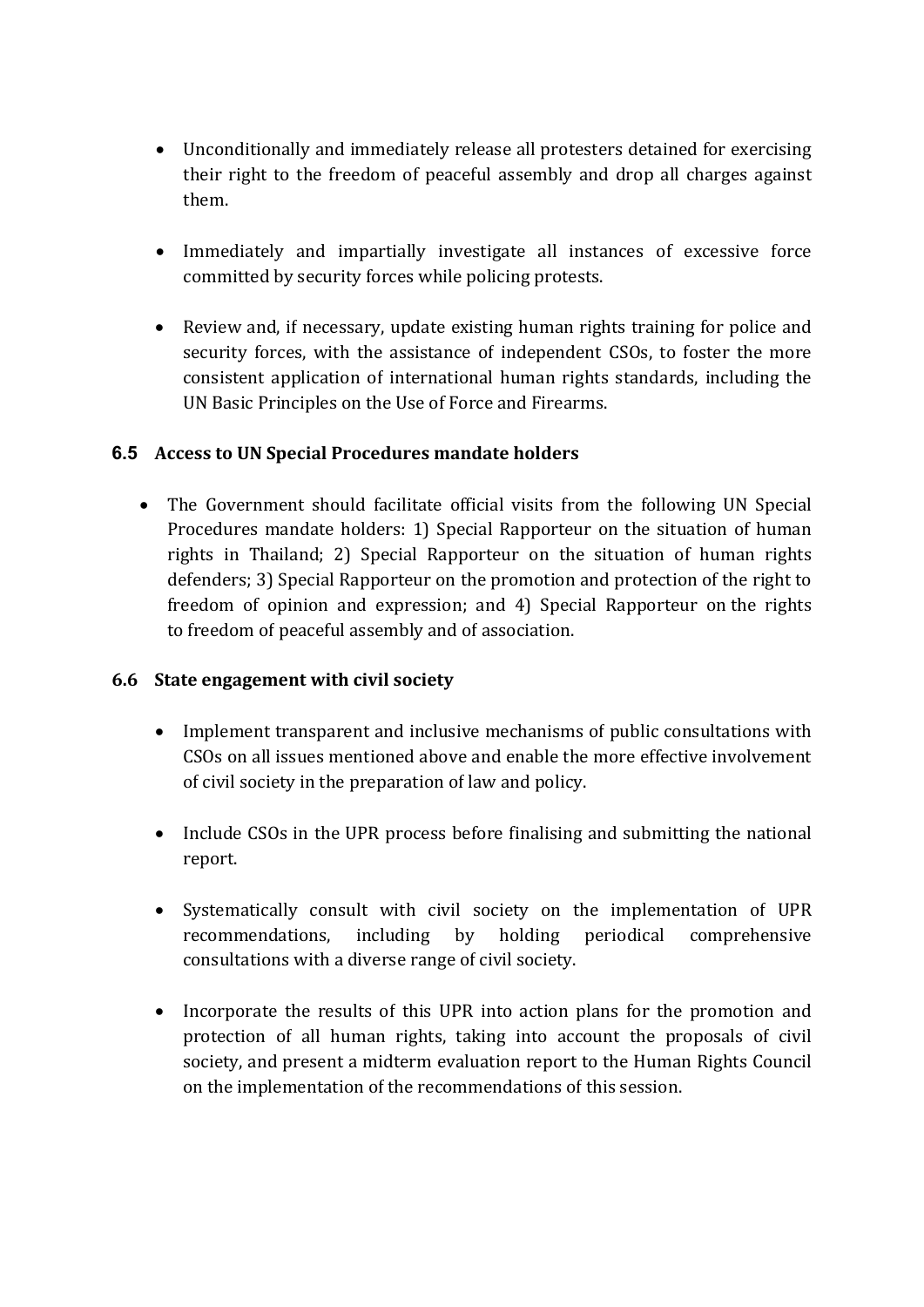- Unconditionally and immediately release all protesters detained for exercising their right to the freedom of peaceful assembly and drop all charges against them.

- Immediately and impartially investigate all instances of excessive force committed by security forces while policing protests.

- Review and, if necessary, update existing human rights training for police and security forces, with the assistance of independent CSOs, to foster the more consistent application of international human rights standards, including the UN Basic Principles on the Use of Force and Firearms.

### 6.5 Access to UN Special Procedures mandate holders

- The Government should facilitate official visits from the following UN Special Procedures mandate holders: 1) Special Rapporteur on the situation of human rights in Thailand; 2) Special Rapporteur on the situation of human rights defenders; 3) Special Rapporteur on the promotion and protection of the right to freedom of opinion and expression; and 4) Special Rapporteur on the rights to freedom of peaceful assembly and of association.

### 6.6 State engagement with civil society

- Implement transparent and inclusive mechanisms of public consultations with CSOs on all issues mentioned above and enable the more effective involvement of civil society in the preparation of law and policy.

- Include CSOs in the UPR process before finalising and submitting the national report.

- Systematically consult with civil society on the implementation of UPR recommendations, including by holding periodical comprehensive consultations with a diverse range of civil society.

- Incorporate the results of this UPR into action plans for the promotion and protection of all human rights, taking into account the proposals of civil society, and present a midterm evaluation report to the Human Rights Council on the implementation of the recommendations of this session.